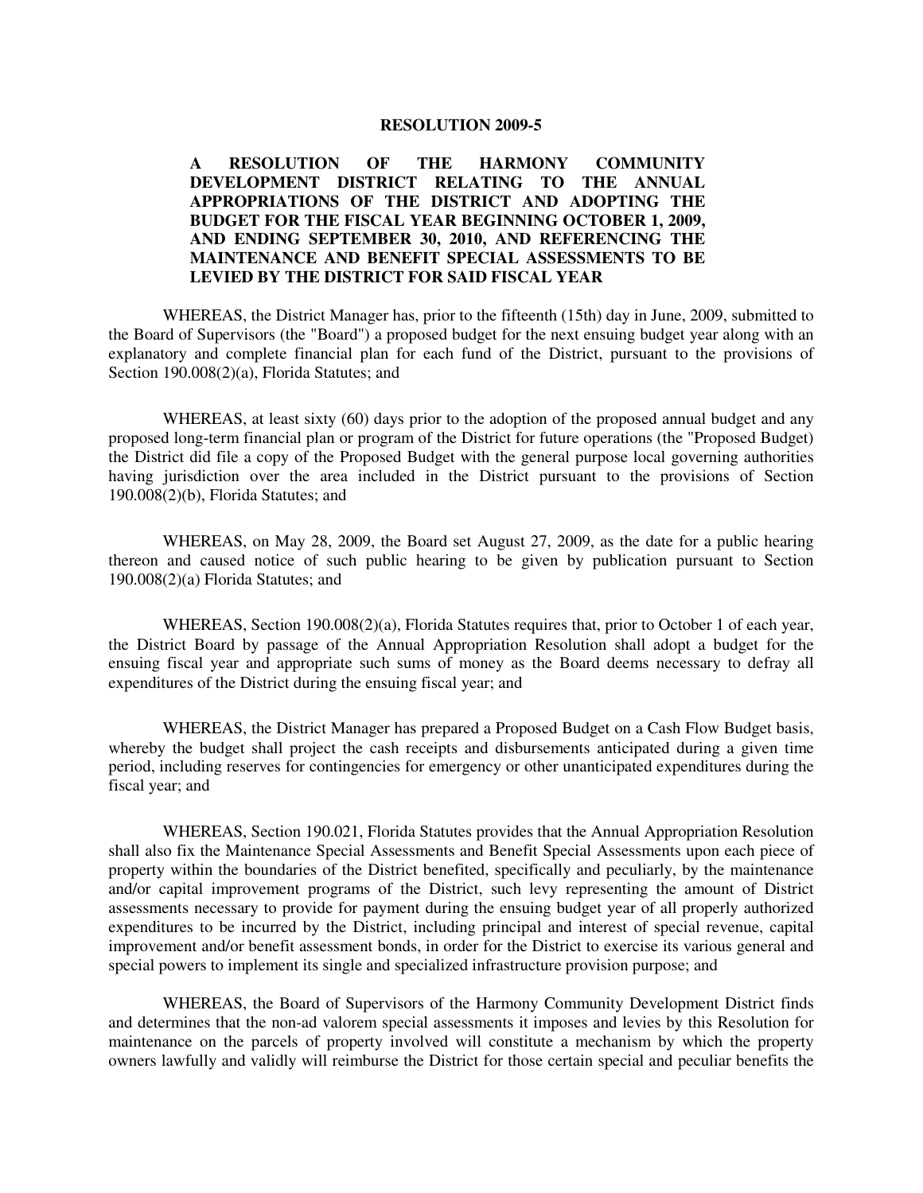# RESOLUTION 2009-5

**A RESOLUTION OF THE HARMONY COMMUNITY DEVELOPMENT DISTRICT RELATING TO THE ANNUAL APPROPRIATIONS OF THE DISTRICT AND ADOPTING THE BUDGET FOR THE FISCAL YEAR BEGINNING OCTOBER 1, 2009, AND ENDING SEPTEMBER 30, 2010, AND REFERENCING THE MAINTENANCE AND BENEFIT SPECIAL ASSESSMENTS TO BE LEVIED BY THE DISTRICT FOR SAID FISCAL YEAR**

WHEREAS, the District Manager has, prior to the fifteenth (15th) day in June, 2009, submitted to the Board of Supervisors (the "Board") a proposed budget for the next ensuing budget year along with an explanatory and complete financial plan for each fund of the District, pursuant to the provisions of Section 190.008(2)(a), Florida Statutes; and

WHEREAS, at least sixty (60) days prior to the adoption of the proposed annual budget and any proposed long-term financial plan or program of the District for future operations (the "Proposed Budget) the District did file a copy of the Proposed Budget with the general purpose local governing authorities having jurisdiction over the area included in the District pursuant to the provisions of Section 190.008(2)(b), Florida Statutes; and

WHEREAS, on May 28, 2009, the Board set August 27, 2009, as the date for a public hearing thereon and caused notice of such public hearing to be given by publication pursuant to Section 190.008(2)(a) Florida Statutes; and

WHEREAS, Section 190.008(2)(a), Florida Statutes requires that, prior to October 1 of each year, the District Board by passage of the Annual Appropriation Resolution shall adopt a budget for the ensuing fiscal year and appropriate such sums of money as the Board deems necessary to defray all expenditures of the District during the ensuing fiscal year; and

WHEREAS, the District Manager has prepared a Proposed Budget on a Cash Flow Budget basis, whereby the budget shall project the cash receipts and disbursements anticipated during a given time period, including reserves for contingencies for emergency or other unanticipated expenditures during the fiscal year; and

WHEREAS, Section 190.021, Florida Statutes provides that the Annual Appropriation Resolution shall also fix the Maintenance Special Assessments and Benefit Special Assessments upon each piece of property within the boundaries of the District benefited, specifically and peculiarly, by the maintenance and/or capital improvement programs of the District, such levy representing the amount of District assessments necessary to provide for payment during the ensuing budget year of all properly authorized expenditures to be incurred by the District, including principal and interest of special revenue, capital improvement and/or benefit assessment bonds, in order for the District to exercise its various general and special powers to implement its single and specialized infrastructure provision purpose; and

WHEREAS, the Board of Supervisors of the Harmony Community Development District finds and determines that the non-ad valorem special assessments it imposes and levies by this Resolution for maintenance on the parcels of property involved will constitute a mechanism by which the property owners lawfully and validly will reimburse the District for those certain special and peculiar benefits the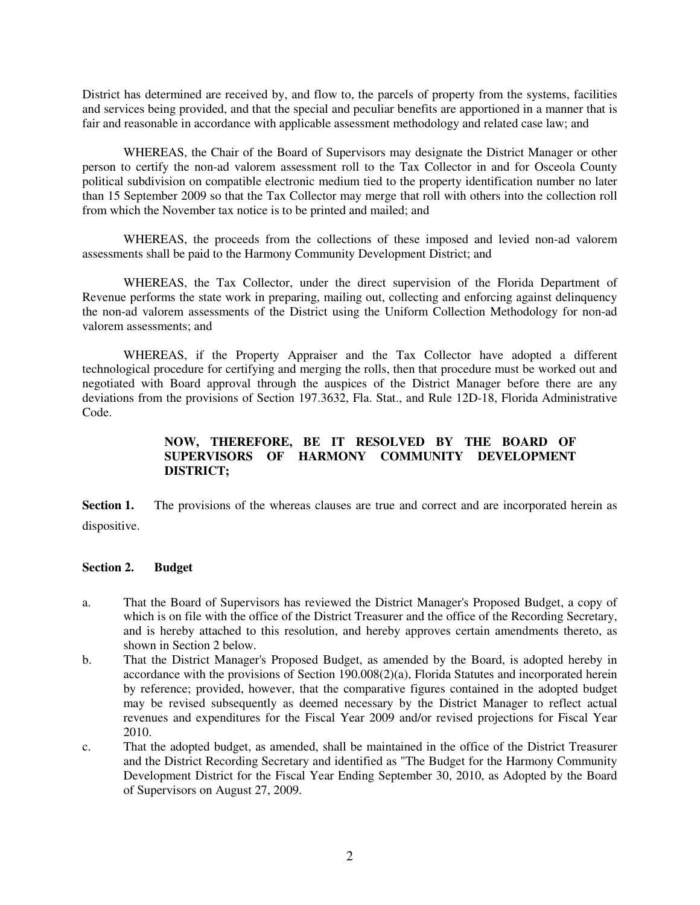District has determined are received by, and flow to, the parcels of property from the systems, facilities and services being provided, and that the special and peculiar benefits are apportioned in a manner that is fair and reasonable in accordance with applicable assessment methodology and related case law; and

WHEREAS, the Chair of the Board of Supervisors may designate the District Manager or other person to certify the non-ad valorem assessment roll to the Tax Collector in and for Osceola County political subdivision on compatible electronic medium tied to the property identification number no later than 15 September 2009 so that the Tax Collector may merge that roll with others into the collection roll from which the November tax notice is to be printed and mailed; and

WHEREAS, the proceeds from the collections of these imposed and levied non-ad valorem assessments shall be paid to the Harmony Community Development District; and

WHEREAS, the Tax Collector, under the direct supervision of the Florida Department of Revenue performs the state work in preparing, mailing out, collecting and enforcing against delinquency the non-ad valorem assessments of the District using the Uniform Collection Methodology for non-ad valorem assessments; and

WHEREAS, if the Property Appraiser and the Tax Collector have adopted a different technological procedure for certifying and merging the rolls, then that procedure must be worked out and negotiated with Board approval through the auspices of the District Manager before there are any deviations from the provisions of Section 197.3632, Fla. Stat., and Rule 12D-18, Florida Administrative Code.

**NOW, THEREFORE, BE IT RESOLVED BY THE BOARD OF SUPERVISORS OF HARMONY COMMUNITY DEVELOPMENT DISTRICT;**

**Section 1.** The provisions of the whereas clauses are true and correct and are incorporated herein as dispositive.

**Section 2. Budget**

a. That the Board of Supervisors has reviewed the District Manager's Proposed Budget, a copy of which is on file with the office of the District Treasurer and the office of the Recording Secretary, and is hereby attached to this resolution, and hereby approves certain amendments thereto, as shown in Section 2 below.

b. That the District Manager's Proposed Budget, as amended by the Board, is adopted hereby in accordance with the provisions of Section 190.008(2)(a), Florida Statutes and incorporated herein by reference; provided, however, that the comparative figures contained in the adopted budget may be revised subsequently as deemed necessary by the District Manager to reflect actual revenues and expenditures for the Fiscal Year 2009 and/or revised projections for Fiscal Year 2010.

c. That the adopted budget, as amended, shall be maintained in the office of the District Treasurer and the District Recording Secretary and identified as "The Budget for the Harmony Community Development District for the Fiscal Year Ending September 30, 2010, as Adopted by the Board of Supervisors on August 27, 2009.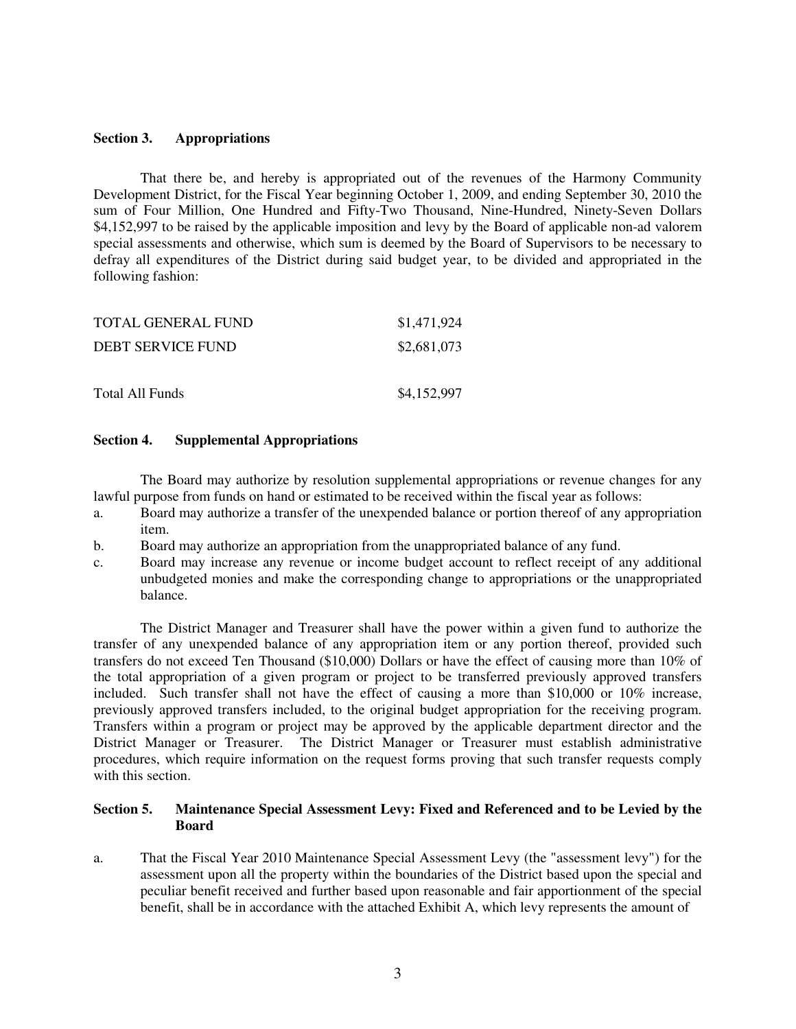### Section 3. Appropriations

That there be, and hereby is appropriated out of the revenues of the Harmony Community Development District, for the Fiscal Year beginning October 1, 2009, and ending September 30, 2010 the sum of Four Million, One Hundred and Fifty-Two Thousand, Nine-Hundred, Ninety-Seven Dollars $4,152,997 to be raised by the applicable imposition and levy by the Board of applicable non-ad valorem special assessments and otherwise, which sum is deemed by the Board of Supervisors to be necessary to defray all expenditures of the District during said budget year, to be divided and appropriated in the following fashion:

| | |
|---|---|
| TOTAL GENERAL FUND | $1,471,924 |
| DEBT SERVICE FUND | $2,681,073 |
| Total All Funds | $4,152,997 |

### Section 4. Supplemental Appropriations

The Board may authorize by resolution supplemental appropriations or revenue changes for any lawful purpose from funds on hand or estimated to be received within the fiscal year as follows:

a. Board may authorize a transfer of the unexpended balance or portion thereof of any appropriation item.
b. Board may authorize an appropriation from the unappropriated balance of any fund.
c. Board may increase any revenue or income budget account to reflect receipt of any additional unbudgeted monies and make the corresponding change to appropriations or the unappropriated balance.

The District Manager and Treasurer shall have the power within a given fund to authorize the transfer of any unexpended balance of any appropriation item or any portion thereof, provided such transfers do not exceed Ten Thousand ($10,000) Dollars or have the effect of causing more than 10% of the total appropriation of a given program or project to be transferred previously approved transfers included. Such transfer shall not have the effect of causing a more than $10,000 or 10% increase, previously approved transfers included, to the original budget appropriation for the receiving program. Transfers within a program or project may be approved by the applicable department director and the District Manager or Treasurer. The District Manager or Treasurer must establish administrative procedures, which require information on the request forms proving that such transfer requests comply with this section.

### Section 5. Maintenance Special Assessment Levy: Fixed and Referenced and to be Levied by the Board

a. That the Fiscal Year 2010 Maintenance Special Assessment Levy (the "assessment levy") for the assessment upon all the property within the boundaries of the District based upon the special and peculiar benefit received and further based upon reasonable and fair apportionment of the special benefit, shall be in accordance with the attached Exhibit A, which levy represents the amount of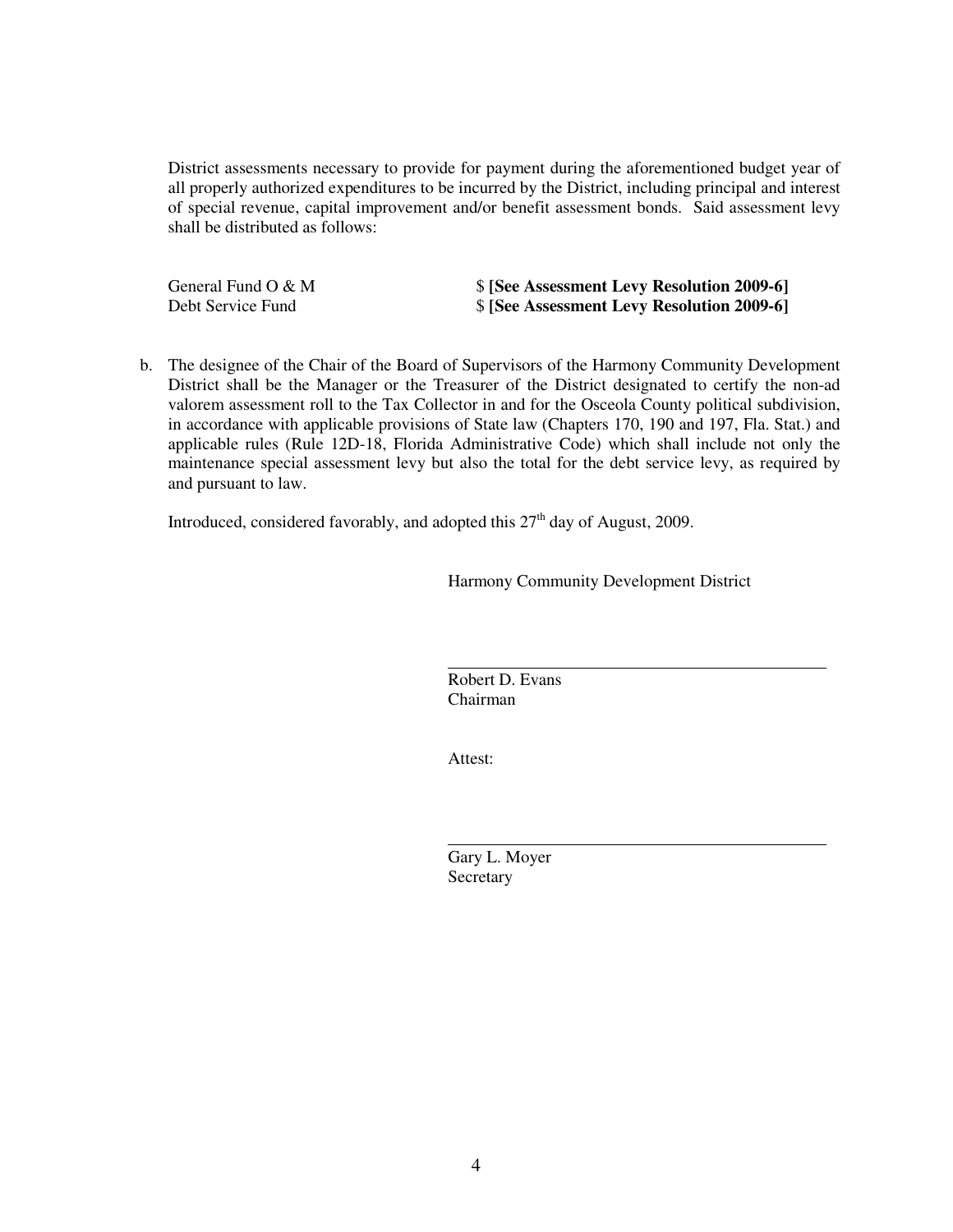District assessments necessary to provide for payment during the aforementioned budget year of all properly authorized expenditures to be incurred by the District, including principal and interest of special revenue, capital improvement and/or benefit assessment bonds. Said assessment levy shall be distributed as follows:

| | |
|---|---|
| General Fund O & M | $ **[See Assessment Levy Resolution 2009-6]** |
| Debt Service Fund | $ **[See Assessment Levy Resolution 2009-6]** |

b. The designee of the Chair of the Board of Supervisors of the Harmony Community Development District shall be the Manager or the Treasurer of the District designated to certify the non-ad valorem assessment roll to the Tax Collector in and for the Osceola County political subdivision, in accordance with applicable provisions of State law (Chapters 170, 190 and 197, Fla. Stat.) and applicable rules (Rule 12D-18, Florida Administrative Code) which shall include not only the maintenance special assessment levy but also the total for the debt service levy, as required by and pursuant to law.

Introduced, considered favorably, and adopted this 27th day of August, 2009.

Harmony Community Development District

\_\_\_\_\_\_\_\_\_\_\_\_\_\_\_\_\_\_\_\_\_\_\_\_\_\_\_\_\_\_\_\_\_\_\_\_\_\_\_\_

Robert D. Evans
Chairman

Attest:

\_\_\_\_\_\_\_\_\_\_\_\_\_\_\_\_\_\_\_\_\_\_\_\_\_\_\_\_\_\_\_\_\_\_\_\_\_\_\_\_

Gary L. Moyer
Secretary